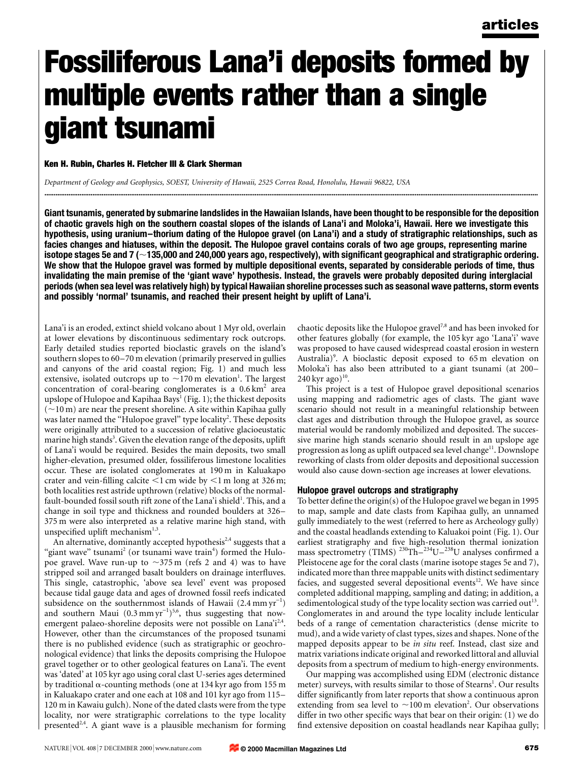# Fossiliferous Lana'i deposits formed by multiple events rather than a single giant tsunami

**Ken H. Rubin, Charles H. Fletcher III & Clark Sherman**

*Department of Geology and Geophysics, SOEST, University of Hawaii, 2525 Correa Road, Honolulu, Hawaii 96822, USA*

**Giant tsunamis, generated by submarine landslides in the Hawaiian Islands, have been thought to be responsible for the deposition of chaotic gravels high on the southern coastal slopes of the islands of Lana'i and Moloka'i, Hawaii. Here we investigate this hypothesis, using uranium–thorium dating of the Hulopoe gravel (on Lana'i) and a study of stratigraphic relationships, such as facies changes and hiatuses, within the deposit. The Hulopoe gravel contains corals of two age groups, representing marine isotope stages 5e and 7 (~135,000 and 240,000 years ago, respectively), with significant geographical and stratigraphic ordering. We show that the Hulopoe gravel was formed by multiple depositional events, separated by considerable periods of time, thus invalidating the main premise of the 'giant wave' hypothesis. Instead, the gravels were probably deposited during interglacial periods (when sea level was relatively high) by typical Hawaiian shoreline processes such as seasonal wave patterns, storm events and possibly 'normal' tsunamis, and reached their present height by uplift of Lana'i.**

Lana'i is an eroded, extinct shield volcano about 1 Myr old, overlain at lower elevations by discontinuous sedimentary rock outcrops. Early detailed studies reported bioclastic gravels on the island's southern slopes to 60–70 m elevation (primarily preserved in gullies and canyons of the arid coastal region; Fig. 1) and much less extensive, isolated outcrops up to ~170 m elevation[1]. The largest concentration of coral-bearing conglomerates is a 0.6 km$^2$ area upslope of Hulopoe and Kapihaa Bays[1] (Fig. 1); the thickest deposits (~10 m) are near the present shoreline. A site within Kapihaa gully was later named the "Hulopoe gravel" type locality[2]. These deposits were originally attributed to a succession of relative glacioeustatic marine high stands[3]. Given the elevation range of the deposits, uplift of Lana'i would be required. Besides the main deposits, two small higher-elevation, presumed older, fossiliferous limestone localities occur. These are isolated conglomerates at 190 m in Kaluakapo crater and vein-filling calcite <1 cm wide by <1 m long at 326 m; both localities rest astride upthrown (relative) blocks of the normal-fault-bounded fossil south rift zone of the Lana'i shield[1]. This, and a change in soil type and thickness and rounded boulders at 326–375 m were also interpreted as a relative marine high stand, with unspecified uplift mechanism[1,3].

An alternative, dominantly accepted hypothesis[2,4] suggests that a "giant wave" tsunami[2] (or tsunami wave train[4]) formed the Hulopoe gravel. Wave run-up to ~375 m (refs 2 and 4) was to have stripped soil and arranged basalt boulders on drainage interfluves. This single, catastrophic, 'above sea level' event was proposed because tidal gauge data and ages of drowned fossil reefs indicated subsidence on the southernmost islands of Hawaii (2.4 mm yr$^{-1}$) and southern Maui (0.3 mm yr$^{-1}$)[5,6], thus suggesting that now-emergent palaeo-shoreline deposits were not possible on Lana'i[2,4]. However, other than the circumstances of the proposed tsunami there is no published evidence (such as stratigraphic or geochronological evidence) that links the deposits comprising the Hulopoe gravel together or to other geological features on Lana'i. The event was 'dated' at 105 kyr ago using coral clast U-series ages determined by traditional α-counting methods (one at 134 kyr ago from 155 m in Kaluakapo crater and one each at 108 and 101 kyr ago from 115–120 m in Kawaiu gulch). None of the dated clasts were from the type locality, nor were stratigraphic correlations to the type locality presented[2,4]. A giant wave is a plausible mechanism for forming chaotic deposits like the Hulopoe gravel[7,8] and has been invoked for other features globally (for example, the 105 kyr ago 'Lana'i' wave was proposed to have caused widespread coastal erosion in western Australia)[9]. A bioclastic deposit exposed to 65 m elevation on Moloka'i has also been attributed to a giant tsunami (at 200–240 kyr ago)[10].

This project is a test of Hulopoe gravel depositional scenarios using mapping and radiometric ages of clasts. The giant wave scenario should not result in a meaningful relationship between clast ages and distribution through the Hulopoe gravel, as source material would be randomly mobilized and deposited. The successive marine high stands scenario should result in an upslope age progression as long as uplift outpaced sea level change[11]. Downslope reworking of clasts from older deposits and depositional succession would also cause down-section age increases at lower elevations.

## Hulopoe gravel outcrops and stratigraphy

To better define the origin(s) of the Hulopoe gravel we began in 1995 to map, sample and date clasts from Kapihaa gully, an unnamed gully immediately to the west (referred to here as Archeology gully) and the coastal headlands extending to Kaluakoi point (Fig. 1). Our earliest stratigraphy and five high-resolution thermal ionization mass spectrometry (TIMS) $^{230}Th-^{234}U-^{238}U$ analyses confirmed a Pleistocene age for the coral clasts (marine isotope stages 5e and 7), indicated more than three mappable units with distinct sedimentary facies, and suggested several depositional events[12]. We have since completed additional mapping, sampling and dating; in addition, a sedimentological study of the type locality section was carried out[13]. Conglomerates in and around the type locality include lenticular beds of a range of cementation characteristics (dense micrite to mud), and a wide variety of clast types, sizes and shapes. None of the mapped deposits appear to be *in situ* reef. Instead, clast size and matrix variations indicate original and reworked littoral and alluvial deposits from a spectrum of medium to high-energy environments.

Our mapping was accomplished using EDM (electronic distance meter) surveys, with results similar to those of Stearns[1]. Our results differ significantly from later reports that show a continuous apron extending from sea level to ~100 m elevation[2]. Our observations differ in two other specific ways that bear on their origin: (1) we do find extensive deposition on coastal headlands near Kapihaa gully;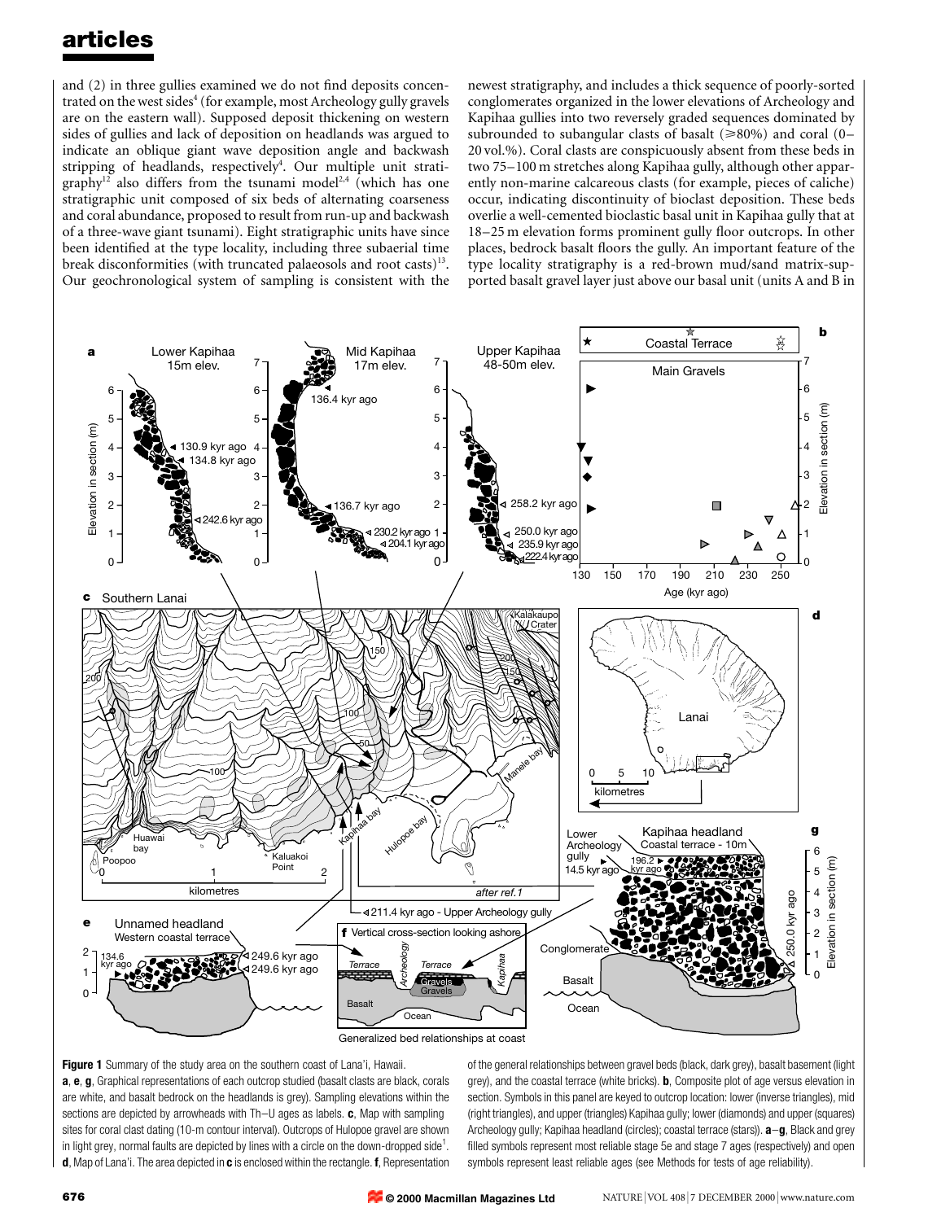and (2) in three gullies examined we do not find deposits concentrated on the west sides[4] (for example, most Archeology gully gravels are on the eastern wall). Supposed deposit thickening on western sides of gullies and lack of deposition on headlands was argued to indicate an oblique giant wave deposition angle and backwash stripping of headlands, respectively[4]. Our multiple unit stratigraphy[12] also differs from the tsunami model[2,4] (which has one stratigraphic unit composed of six beds of alternating coarseness and coral abundance, proposed to result from run-up and backwash of a three-wave giant tsunami). Eight stratigraphic units have since been identified at the type locality, including three subaerial time break disconformities (with truncated palaeosols and root casts)[13]. Our geochronological system of sampling is consistent with the newest stratigraphy, and includes a thick sequence of poorly-sorted conglomerates organized in the lower elevations of Archeology and Kapihaa gullies into two reversely graded sequences dominated by subrounded to subangular clasts of basalt (≥80%) and coral (0–20 vol.%). Coral clasts are conspicuously absent from these beds in two 75–100 m stretches along Kapihaa gully, although other apparently non-marine calcareous clasts (for example, pieces of caliche) occur, indicating discontinuity of bioclast deposition. These beds overlie a well-cemented bioclastic basal unit in Kapihaa gully that at 18–25 m elevation forms prominent gully floor outcrops. In other places, bedrock basalt floors the gully. An important feature of the type locality stratigraphy is a red-brown mud/sand matrix-supported basalt gravel layer just above our basal unit (units A and B in

**Figure 1** Summary of the study area on the southern coast of Lana'i, Hawaii. **a**, **e**, **g**, Graphical representations of each outcrop studied (basalt clasts are black, corals are white, and basalt bedrock on the headlands is grey). Sampling elevations within the sections are depicted by arrowheads with Th–U ages as labels. **c**, Map with sampling sites for coral clast dating (10-m contour interval). Outcrops of Hulopoe gravel are shown in light grey, normal faults are depicted by lines with a circle on the down-dropped side[1]. **d**, Map of Lana'i. The area depicted in **c** is enclosed within the rectangle. **f**, Representation of the general relationships between gravel beds (black, dark grey), basalt basement (light grey), and the coastal terrace (white bricks). **b**, Composite plot of age versus elevation in section. Symbols in this panel are keyed to outcrop location: lower (inverse triangles), mid (right triangles), and upper (triangles) Kapihaa gully; lower (diamonds) and upper (squares) Archeology gully; Kapihaa headland (circles); coastal terrace (stars)). **a**–**g**, Black and grey filled symbols represent most reliable stage 5e and stage 7 ages (respectively) and open symbols represent least reliable ages (see Methods for tests of age reliability).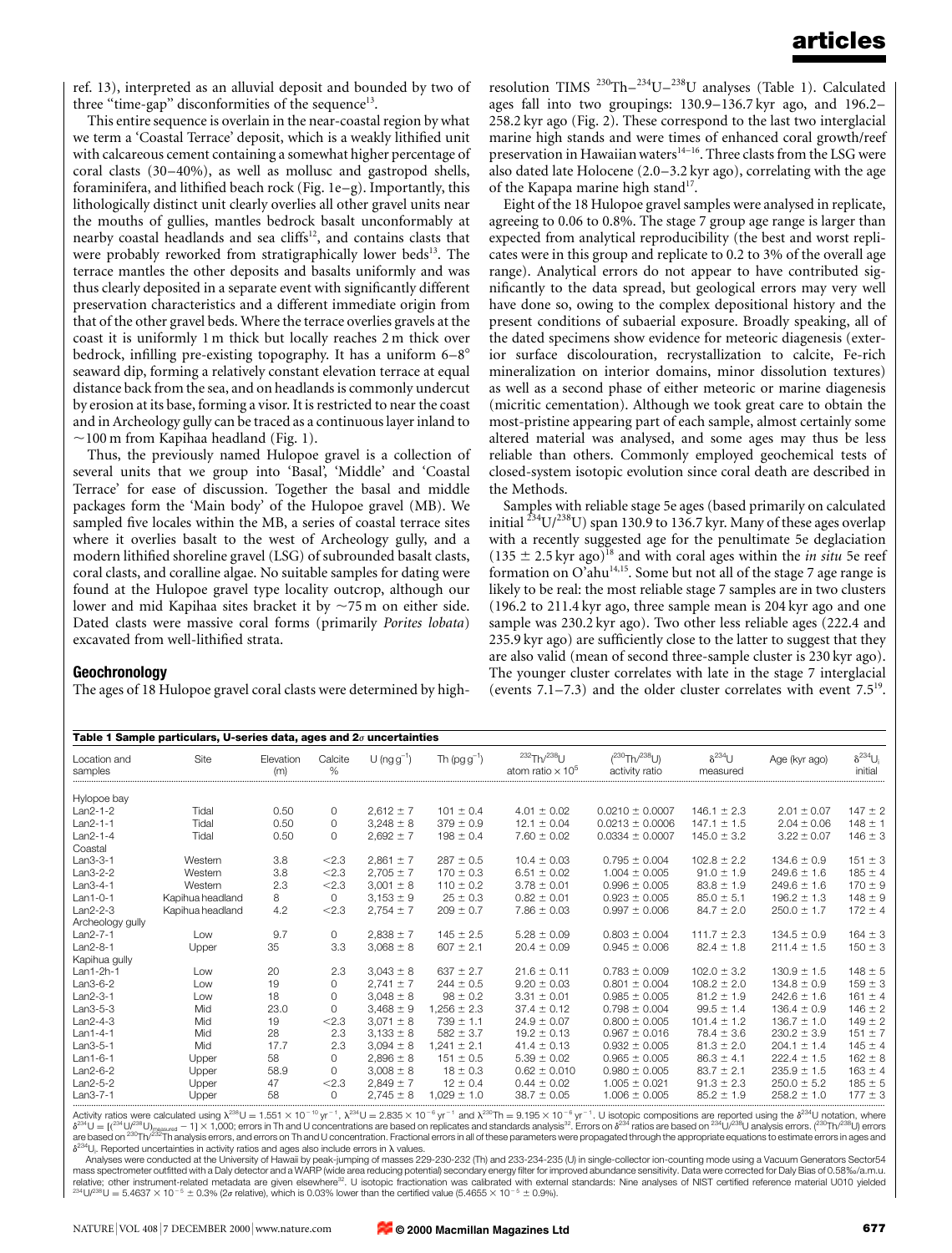ref. 13), interpreted as an alluvial deposit and bounded by two of three "time-gap" disconformities of the sequence[13].

This entire sequence is overlain in the near-coastal region by what we term a 'Coastal Terrace' deposit, which is a weakly lithified unit with calcareous cement containing a somewhat higher percentage of coral clasts (30–40%), as well as mollusc and gastropod shells, foraminifera, and lithified beach rock (Fig. 1e–g). Importantly, this lithologically distinct unit clearly overlies all other gravel units near the mouths of gullies, mantles bedrock basalt unconformably at nearby coastal headlands and sea cliffs[12], and contains clasts that were probably reworked from stratigraphically lower beds[13]. The terrace mantles the other deposits and basalts uniformly and was thus clearly deposited in a separate event with significantly different preservation characteristics and a different immediate origin from that of the other gravel beds. Where the terrace overlies gravels at the coast it is uniformly 1 m thick but locally reaches 2 m thick over bedrock, infilling pre-existing topography. It has a uniform 6–8° seaward dip, forming a relatively constant elevation terrace at equal distance back from the sea, and on headlands is commonly undercut by erosion at its base, forming a visor. It is restricted to near the coast and in Archeology gully can be traced as a continuous layer inland to ~100 m from Kapihaa headland (Fig. 1).

Thus, the previously named Hulopoe gravel is a collection of several units that we group into 'Basal', 'Middle' and 'Coastal Terrace' for ease of discussion. Together the basal and middle packages form the 'Main body' of the Hulopoe gravel (MB). We sampled five locales within the MB, a series of coastal terrace sites where it overlies basalt to the west of Archeology gully, and a modern lithified shoreline gravel (LSG) of subrounded basalt clasts, coral clasts, and coralline algae. No suitable samples for dating were found at the Hulopoe gravel type locality outcrop, although our lower and mid Kapihaa sites bracket it by ~75 m on either side. Dated clasts were massive coral forms (primarily *Porites lobata*) excavated from well-lithified strata.

## Geochronology

The ages of 18 Hulopoe gravel coral clasts were determined by high-resolution TIMS $^{230}$Th–$^{234}$U–$^{238}$U analyses (Table 1). Calculated ages fall into two groupings: 130.9–136.7 kyr ago, and 196.2–258.2 kyr ago (Fig. 2). These correspond to the last two interglacial marine high stands and were times of enhanced coral growth/reef preservation in Hawaiian waters[14–16]. Three clasts from the LSG were also dated late Holocene (2.0–3.2 kyr ago), correlating with the age of the Kapapa marine high stand[17].

Eight of the 18 Hulopoe gravel samples were analysed in replicate, agreeing to 0.06 to 0.8%. The stage 7 group age range is larger than expected from analytical reproducibility (the best and worst replicates were in this group and replicate to 0.2 to 3% of the overall age range). Analytical errors do not appear to have contributed significantly to the data spread, but geological errors may very well have done so, owing to the complex depositional history and the present conditions of subaerial exposure. Broadly speaking, all of the dated specimens show evidence for meteoric diagenesis (exterior surface discolouration, recrystallization to calcite, Fe-rich mineralization on interior domains, minor dissolution textures) as well as a second phase of either meteoric or marine diagenesis (micritic cementation). Although we took great care to obtain the most-pristine appearing part of each sample, almost certainly some altered material was analysed, and some ages may thus be less reliable than others. Commonly employed geochemical tests of closed-system isotopic evolution since coral death are described in the Methods.

Samples with reliable stage 5e ages (based primarily on calculated initial $^{234}$U/$^{238}$U) span 130.9 to 136.7 kyr. Many of these ages overlap with a recently suggested age for the penultimate 5e deglaciation (135 ± 2.5 kyr ago)[18] and with coral ages within the *in situ* 5e reef formation on O'ahu[14,15]. Some but not all of the stage 7 age range is likely to be real: the most reliable stage 7 samples are in two clusters (196.2 to 211.4 kyr ago, three sample mean is 204 kyr ago and one sample was 230.2 kyr ago). Two other less reliable ages (222.4 and 235.9 kyr ago) are sufficiently close to the latter to suggest that they are also valid (mean of second three-sample cluster is 230 kyr ago). The younger cluster correlates with late in the stage 7 interglacial (events 7.1–7.3) and the older cluster correlates with event 7.5[19].

**Table 1 Sample particulars, U-series data, ages and 2σ uncertainties**

| Location and samples | Site | Elevation (m) | Calcite % | U (ng g$^{-1}$) | Th (pg g$^{-1}$) | $^{232}$Th/$^{238}$U atom ratio × 10$^5$ | ($^{230}$Th/$^{238}$U) activity ratio | $\delta^{234}$U measured | Age (kyr ago) | $\delta^{234}$U$_i$ initial |
|---|---|---|---|---|---|---|---|---|---|---|
| Hylopoe bay | | | | | | | | | | |
| Lan2-1-2 | Tidal | 0.50 | 0 | 2,612 ± 7 | 101 ± 0.4 | 4.01 ± 0.02 | 0.0210 ± 0.0007 | 146.1 ± 2.3 | 2.01 ± 0.07 | 147 ± 2 |
| Lan2-1-1 | Tidal | 0.50 | 0 | 3,248 ± 8 | 379 ± 0.9 | 12.1 ± 0.04 | 0.0213 ± 0.0006 | 147.1 ± 1.5 | 2.04 ± 0.06 | 148 ± 1 |
| Lan2-1-4 | Tidal | 0.50 | 0 | 2,692 ± 7 | 198 ± 0.4 | 7.60 ± 0.02 | 0.0334 ± 0.0007 | 145.0 ± 3.2 | 3.22 ± 0.07 | 146 ± 3 |
| Coastal | | | | | | | | | | |
| Lan3-3-1 | Western | 3.8 | <2.3 | 2,861 ± 7 | 287 ± 0.5 | 10.4 ± 0.03 | 0.795 ± 0.004 | 102.8 ± 2.2 | 134.6 ± 0.9 | 151 ± 3 |
| Lan3-2-2 | Western | 3.8 | <2.3 | 2,705 ± 7 | 170 ± 0.3 | 6.51 ± 0.02 | 1.004 ± 0.005 | 91.0 ± 1.9 | 249.6 ± 1.6 | 185 ± 4 |
| Lan3-4-1 | Western | 2.3 | <2.3 | 3,001 ± 8 | 110 ± 0.2 | 3.78 ± 0.01 | 0.996 ± 0.005 | 83.8 ± 1.9 | 249.6 ± 1.6 | 170 ± 9 |
| Lan1-0-1 | Kapihua headland | 8 | 0 | 3,153 ± 9 | 25 ± 0.3 | 0.82 ± 0.01 | 0.923 ± 0.005 | 85.0 ± 5.1 | 196.2 ± 1.3 | 148 ± 9 |
| Lan2-2-3 | Kapihua headland | 4.2 | <2.3 | 2,754 ± 7 | 209 ± 0.7 | 7.86 ± 0.03 | 0.997 ± 0.006 | 84.7 ± 2.0 | 250.0 ± 1.7 | 172 ± 4 |
| Archeology gully | | | | | | | | | | |
| Lan2-7-1 | Low | 9.7 | 0 | 2,838 ± 7 | 145 ± 2.5 | 5.28 ± 0.09 | 0.803 ± 0.004 | 111.7 ± 2.3 | 134.5 ± 0.9 | 164 ± 3 |
| Lan2-8-1 | Upper | 35 | 3.3 | 3,068 ± 8 | 607 ± 2.1 | 20.4 ± 0.09 | 0.945 ± 0.006 | 82.4 ± 1.8 | 211.4 ± 1.5 | 150 ± 3 |
| Kapihua gully | | | | | | | | | | |
| Lan1-2h-1 | Low | 20 | 2.3 | 3,043 ± 8 | 637 ± 2.7 | 21.6 ± 0.11 | 0.783 ± 0.009 | 102.0 ± 3.2 | 130.9 ± 1.5 | 148 ± 5 |
| Lan3-6-2 | Low | 19 | 0 | 2,741 ± 7 | 244 ± 0.5 | 9.20 ± 0.03 | 0.801 ± 0.004 | 108.2 ± 2.0 | 134.8 ± 0.9 | 159 ± 3 |
| Lan2-3-1 | Low | 18 | 0 | 3,048 ± 8 | 98 ± 0.2 | 3.31 ± 0.01 | 0.985 ± 0.005 | 81.2 ± 1.9 | 242.6 ± 1.6 | 161 ± 4 |
| Lan3-5-3 | Mid | 23.0 | 0 | 3,468 ± 9 | 1,256 ± 2.3 | 37.4 ± 0.12 | 0.798 ± 0.004 | 99.5 ± 1.4 | 136.4 ± 0.9 | 146 ± 2 |
| Lan2-4-3 | Mid | 19 | <2.3 | 3,071 ± 8 | 739 ± 1.1 | 24.9 ± 0.07 | 0.800 ± 0.005 | 101.4 ± 1.2 | 136.7 ± 1.0 | 149 ± 2 |
| Lan1-4-1 | Mid | 28 | 2.3 | 3,133 ± 8 | 582 ± 3.7 | 19.2 ± 0.13 | 0.967 ± 0.016 | 78.4 ± 3.6 | 230.2 ± 3.9 | 151 ± 7 |
| Lan3-5-1 | Mid | 17.7 | 2.3 | 3,094 ± 8 | 1,241 ± 2.1 | 41.4 ± 0.13 | 0.932 ± 0.005 | 81.3 ± 2.0 | 204.1 ± 1.4 | 145 ± 4 |
| Lan1-6-1 | Upper | 58 | 0 | 2,896 ± 8 | 151 ± 0.5 | 5.39 ± 0.02 | 0.965 ± 0.005 | 86.3 ± 4.1 | 222.4 ± 1.5 | 162 ± 8 |
| Lan2-6-2 | Upper | 58.9 | 0 | 3,008 ± 8 | 18 ± 0.3 | 0.62 ± 0.010 | 0.980 ± 0.005 | 83.7 ± 2.1 | 235.9 ± 1.5 | 163 ± 4 |
| Lan2-5-2 | Upper | 47 | <2.3 | 2,849 ± 7 | 12 ± 0.4 | 0.44 ± 0.02 | 1.005 ± 0.021 | 91.3 ± 2.3 | 250.0 ± 5.2 | 185 ± 5 |
| Lan3-7-1 | Upper | 58 | 0 | 2,745 ± 8 | 1,029 ± 1.0 | 38.7 ± 0.05 | 1.006 ± 0.005 | 85.2 ± 1.9 | 258.2 ± 1.0 | 177 ± 3 |

Activity ratios were calculated using $\lambda^{238}$U = 1.551 × 10$^{-10}$ yr$^{-1}$, $\lambda^{234}$U = 2.835 × 10$^{-6}$ yr$^{-1}$ and $\lambda^{230}$Th = 9.195 × 10$^{-6}$ yr$^{-1}$. U isotopic compositions are reported using the $\delta^{234}$U notation, where $\delta^{234}U = [(^{234}U/^{238}U)_{measured} - 1] \times 1{,}000$; errors in Th and U concentrations are based on replicates and standards analysis[32]. Errors on $\delta^{234}$ ratios are based on $^{234}$U/$^{238}$U analysis errors. ($^{230}$Th/$^{238}$U) errors are based on $^{230}$Th/$^{232}$Th analysis errors, and errors on Th and U concentration. Fractional errors in all of these parameters were propagated through the appropriate equations to estimate errors in ages and $\delta^{234}$U$_i$. Reported uncertainties in activity ratios and ages also include errors in λ values.

Analyses were conducted at the University of Hawaii by peak-jumping of masses 229-230-232 (Th) and 233-234-235 (U) in single-collector ion-counting mode using a Vacuum Generators Sector54 mass spectrometer outfitted with a Daly detector and a WARP (wide area reducing potential) secondary energy filter for improved abundance sensitivity. Data were corrected for Daly Bias of 0.58‰/a.m.u. relative; other instrument-related metadata are given elsewhere[32]. U isotopic fractionation was calibrated with external standards: Nine analyses of NIST certified reference material U010 yielded $^{234}$U/$^{238}$U = 5.4637 × 10$^{-5}$ ± 0.3% (2σ relative), which is 0.03% lower than the certified value (5.4655 × 10$^{-5}$ ± 0.9%).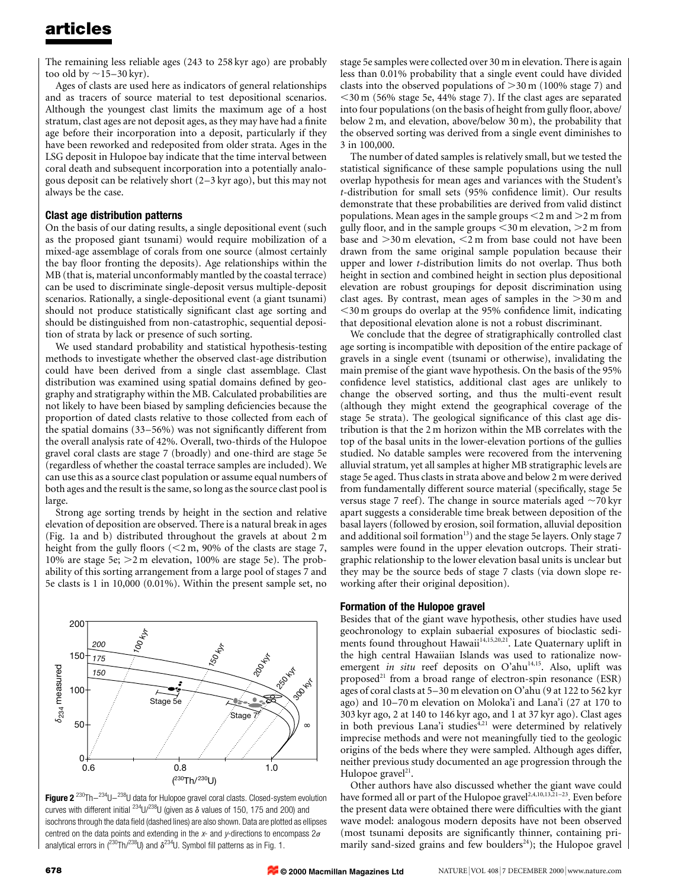The remaining less reliable ages (243 to 258 kyr ago) are probably too old by ~15–30 kyr).

Ages of clasts are used here as indicators of general relationships and as tracers of source material to test depositional scenarios. Although the youngest clast limits the maximum age of a host stratum, clast ages are not deposit ages, as they may have had a finite age before their incorporation into a deposit, particularly if they have been reworked and redeposited from older strata. Ages in the LSG deposit in Hulopoe bay indicate that the time interval between coral death and subsequent incorporation into a potentially analogous deposit can be relatively short (2–3 kyr ago), but this may not always be the case.

### Clast age distribution patterns

On the basis of our dating results, a single depositional event (such as the proposed giant tsunami) would require mobilization of a mixed-age assemblage of corals from one source (almost certainly the bay floor fronting the deposits). Age relationships within the MB (that is, material unconformably mantled by the coastal terrace) can be used to discriminate single-deposit versus multiple-deposit scenarios. Rationally, a single-depositional event (a giant tsunami) should not produce statistically significant clast age sorting and should be distinguished from non-catastrophic, sequential deposition of strata by lack or presence of such sorting.

We used standard probability and statistical hypothesis-testing methods to investigate whether the observed clast-age distribution could have been derived from a single clast assemblage. Clast distribution was examined using spatial domains defined by geography and stratigraphy within the MB. Calculated probabilities are not likely to have been biased by sampling deficiencies because the proportion of dated clasts relative to those collected from each of the spatial domains (33–56%) was not significantly different from the overall analysis rate of 42%. Overall, two-thirds of the Hulopoe gravel coral clasts are stage 7 (broadly) and one-third are stage 5e (regardless of whether the coastal terrace samples are included). We can use this as a source clast population or assume equal numbers of both ages and the result is the same, so long as the source clast pool is large.

Strong age sorting trends by height in the section and relative elevation of deposition are observed. There is a natural break in ages (Fig. 1a and b) distributed throughout the gravels at about 2 m height from the gully floors (<2 m, 90% of the clasts are stage 7, 10% are stage 5e; >2 m elevation, 100% are stage 5e). The probability of this sorting arrangement from a large pool of stages 7 and 5e clasts is 1 in 10,000 (0.01%). Within the present sample set, no stage 5e samples were collected over 30 m in elevation. There is again less than 0.01% probability that a single event could have divided clasts into the observed populations of >30 m (100% stage 7) and <30 m (56% stage 5e, 44% stage 7). If the clast ages are separated into four populations (on the basis of height from gully floor, above/below 2 m, and elevation, above/below 30 m), the probability that the observed sorting was derived from a single event diminishes to 3 in 100,000.

The number of dated samples is relatively small, but we tested the statistical significance of these sample populations using the null overlap hypothesis for mean ages and variances with the Student's *t*-distribution for small sets (95% confidence limit). Our results demonstrate that these probabilities are derived from valid distinct populations. Mean ages in the sample groups <2 m and >2 m from gully floor, and in the sample groups <30 m elevation, >2 m from base and >30 m elevation, <2 m from base could not have been drawn from the same original sample population because their upper and lower *t*-distribution limits do not overlap. Thus both height in section and combined height in section plus depositional elevation are robust groupings for deposit discrimination using clast ages. By contrast, mean ages of samples in the >30 m and <30 m groups do overlap at the 95% confidence limit, indicating that depositional elevation alone is not a robust discriminant.

We conclude that the degree of stratigraphically controlled clast age sorting is incompatible with deposition of the entire package of gravels in a single event (tsunami or otherwise), invalidating the main premise of the giant wave hypothesis. On the basis of the 95% confidence level statistics, additional clast ages are unlikely to change the observed sorting, and thus the multi-event result (although they might extend the geographical coverage of the stage 5e strata). The geological significance of this clast age distribution is that the 2 m horizon within the MB correlates with the top of the basal units in the lower-elevation portions of the gullies studied. No datable samples were recovered from the intervening alluvial stratum, yet all samples at higher MB stratigraphic levels are stage 5e aged. Thus clasts in strata above and below 2 m were derived from fundamentally different source material (specifically, stage 5e versus stage 7 reef). The change in source materials aged ~70 kyr apart suggests a considerable time break between deposition of the basal layers (followed by erosion, soil formation, alluvial deposition and additional soil formation[13]) and the stage 5e layers. Only stage 7 samples were found in the upper elevation outcrops. Their stratigraphic relationship to the lower elevation basal units is unclear but they may be the source beds of stage 7 clasts (via down slope reworking after their original deposition).

**Figure 2** $^{230}Th$–$^{234}U$–$^{238}U$ data for Hulopoe gravel coral clasts. Closed-system evolution curves with different initial $^{234}U/^{238}U$ (given as $\delta$ values of 150, 175 and 200) and isochrons through the data field (dashed lines) are also shown. Data are plotted as ellipses centred on the data points and extending in the *x*- and *y*-directions to encompass $2\sigma$ analytical errors in ($^{230}Th/^{238}U$) and $\delta^{234}U$. Symbol fill patterns as in Fig. 1.

### Formation of the Hulopoe gravel

Besides that of the giant wave hypothesis, other studies have used geochronology to explain subaerial exposures of bioclastic sediments found throughout Hawaii[14,15,20,21]. Late Quaternary uplift in the high central Hawaiian Islands was used to rationalize now-emergent *in situ* reef deposits on O'ahu[14,15]. Also, uplift was proposed[21] from a broad range of electron-spin resonance (ESR) ages of coral clasts at 5–30 m elevation on O'ahu (9 at 122 to 562 kyr ago) and 10–70 m elevation on Moloka'i and Lana'i (27 at 170 to 303 kyr ago, 2 at 140 to 146 kyr ago, and 1 at 37 kyr ago). Clast ages in both previous Lana'i studies[4,21] were determined by relatively imprecise methods and were not meaningfully tied to the geologic origins of the beds where they were sampled. Although ages differ, neither previous study documented an age progression through the Hulopoe gravel[21].

Other authors have also discussed whether the giant wave could have formed all or part of the Hulopoe gravel[2,4,10,13,21–23]. Even before the present data were obtained there were difficulties with the giant wave model: analogous modern deposits have not been observed (most tsunami deposits are significantly thinner, containing primarily sand-sized grains and few boulders[24]); the Hulopoe gravel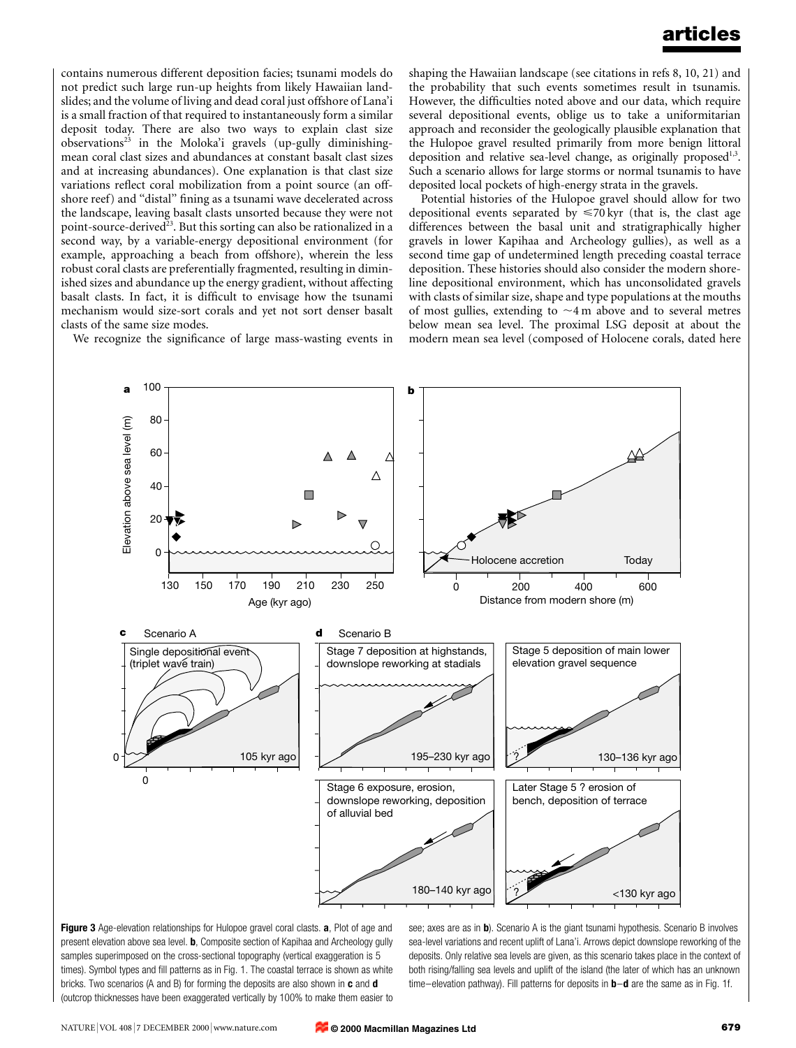contains numerous different deposition facies; tsunami models do not predict such large run-up heights from likely Hawaiian landslides; and the volume of living and dead coral just offshore of Lana'i is a small fraction of that required to instantaneously form a similar deposit today. There are also two ways to explain clast size observations[23] in the Moloka'i gravels (up-gully diminishing-mean coral clast sizes and abundances at constant basalt clast sizes and at increasing abundances). One explanation is that clast size variations reflect coral mobilization from a point source (an offshore reef) and "distal" fining as a tsunami wave decelerated across the landscape, leaving basalt clasts unsorted because they were not point-source-derived[23]. But this sorting can also be rationalized in a second way, by a variable-energy depositional environment (for example, approaching a beach from offshore), wherein the less robust coral clasts are preferentially fragmented, resulting in diminished sizes and abundance up the energy gradient, without affecting basalt clasts. In fact, it is difficult to envisage how the tsunami mechanism would size-sort corals and yet not sort denser basalt clasts of the same size modes.

We recognize the significance of large mass-wasting events in shaping the Hawaiian landscape (see citations in refs 8, 10, 21) and the probability that such events sometimes result in tsunamis. However, the difficulties noted above and our data, which require several depositional events, oblige us to take a uniformitarian approach and reconsider the geologically plausible explanation that the Hulopoe gravel resulted primarily from more benign littoral deposition and relative sea-level change, as originally proposed[1,3]. Such a scenario allows for large storms or normal tsunamis to have deposited local pockets of high-energy strata in the gravels.

Potential histories of the Hulopoe gravel should allow for two depositional events separated by ≤70 kyr (that is, the clast age differences between the basal unit and stratigraphically higher gravels in lower Kapihaa and Archeology gullies), as well as a second time gap of undetermined length preceding coastal terrace deposition. These histories should also consider the modern shoreline depositional environment, which has unconsolidated gravels with clasts of similar size, shape and type populations at the mouths of most gullies, extending to ~4 m above and to several metres below mean sea level. The proximal LSG deposit at about the modern mean sea level (composed of Holocene corals, dated here

**Figure 3** Age-elevation relationships for Hulopoe gravel coral clasts. **a**, Plot of age and present elevation above sea level. **b**, Composite section of Kapihaa and Archeology gully samples superimposed on the cross-sectional topography (vertical exaggeration is 5 times). Symbol types and fill patterns as in Fig. 1. The coastal terrace is shown as white bricks. Two scenarios (A and B) for forming the deposits are also shown in **c** and **d** (outcrop thicknesses have been exaggerated vertically by 100% to make them easier to see; axes are as in **b**). Scenario A is the giant tsunami hypothesis. Scenario B involves sea-level variations and recent uplift of Lana'i. Arrows depict downslope reworking of the deposits. Only relative sea levels are given, as this scenario takes place in the context of both rising/falling sea levels and uplift of the island (the later of which has an unknown time–elevation pathway). Fill patterns for deposits in **b**–**d** are the same as in Fig. 1f.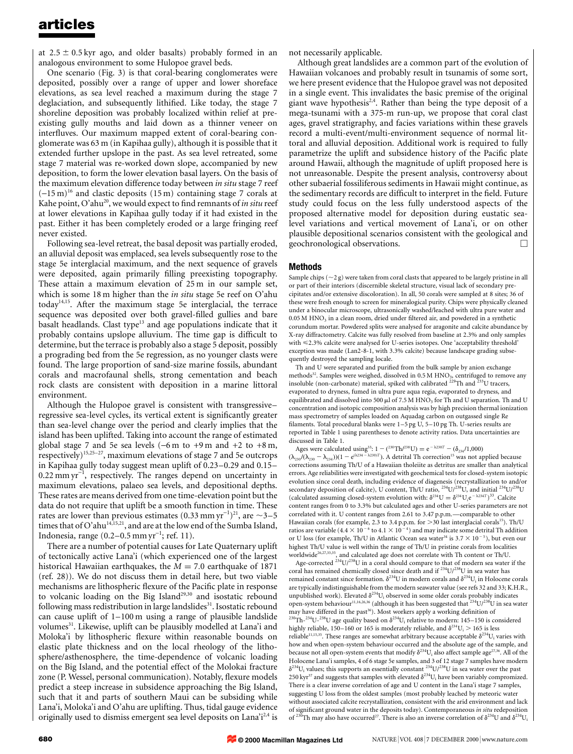at 2.5 ± 0.5 kyr ago, and older basalts) probably formed in an analogous environment to some Hulopoe gravel beds.

One scenario (Fig. 3) is that coral-bearing conglomerates were deposited, possibly over a range of upper and lower shoreface elevations, as sea level reached a maximum during the stage 7 deglaciation, and subsequently lithified. Like today, the stage 7 shoreline deposition was probably localized within relief at pre-existing gully mouths and laid down as a thinner veneer on interfluves. Our maximum mapped extent of coral-bearing conglomerate was 63 m (in Kapihaa gully), although it is possible that it extended further upslope in the past. As sea level retreated, some stage 7 material was re-worked down slope, accompanied by new deposition, to form the lower elevation basal layers. On the basis of the maximum elevation difference today between *in situ* stage 7 reef (−15 m)[16] and clastic deposits (15 m) containing stage 7 corals at Kahe point, O'ahu[20], we would expect to find remnants of *in situ* reef at lower elevations in Kapihaa gully today if it had existed in the past. Either it has been completely eroded or a large fringing reef never existed.

Following sea-level retreat, the basal deposit was partially eroded, an alluvial deposit was emplaced, sea levels subsequently rose to the stage 5e interglacial maximum, and the next sequence of gravels were deposited, again primarily filling preexisting topography. These attain a maximum elevation of 25 m in our sample set, which is some 18 m higher than the *in situ* stage 5e reef on O'ahu today[14,15]. After the maximum stage 5e interglacial, the terrace sequence was deposited over both gravel-filled gullies and bare basalt headlands. Clast type[13] and age populations indicate that it probably contains upslope alluvium. The time gap is difficult to determine, but the terrace is probably also a stage 5 deposit, possibly a prograding bed from the 5e regression, as no younger clasts were found. The large proportion of sand-size marine fossils, abundant corals and macrofaunal shells, strong cementation and beach rock clasts are consistent with deposition in a marine littoral environment.

Although the Hulopoe gravel is consistent with transgressive–regressive sea-level cycles, its vertical extent is significantly greater than sea-level change over the period and clearly implies that the island has been uplifted. Taking into account the range of estimated global stage 7 and 5e sea levels (−6 m to +9 m and +2 to +8 m, respectively)[15,25–27], maximum elevations of stage 7 and 5e outcrops in Kapihaa gully today suggest mean uplift of 0.23–0.29 and 0.15–0.22 mm $yr^{-1}$, respectively. The ranges depend on uncertainty in maximum elevations, palaeo sea levels, and depositional depths. These rates are means derived from one time-elevation point but the data do not require that uplift be a smooth function in time. These rates are lower than previous estimates (0.33 mm $yr^{-1}$)[21], are ~3–5 times that of O'ahu[14,15,21], and are at the low end of the Sumba Island, Indonesia, range (0.2–0.5 mm $yr^{-1}$; ref. 11).

There are a number of potential causes for Late Quaternary uplift of tectonically active Lana'i (which experienced one of the largest historical Hawaiian earthquakes, the $M = 7.0$ earthquake of 1871 (ref. 28)). We do not discuss them in detail here, but two viable mechanisms are lithospheric flexure of the Pacific plate in response to volcanic loading on the Big Island[29,30] and isostatic rebound following mass redistribution in large landslides[31]. Isostatic rebound can cause uplift of 1–100 m using a range of plausible landslide volumes[31]. Likewise, uplift can be plausibly modelled at Lana'i and Moloka'i by lithospheric flexure within reasonable bounds on elastic plate thickness and on the local rheology of the lithosphere/asthenosphere, the time-dependence of volcanic loading on the Big Island, and the potential effect of the Molokai fracture zone (P. Wessel, personal communication). Notably, flexure models predict a steep increase in subsidence approaching the Big Island, such that it and parts of southern Maui can be subsiding while Lana'i, Moloka'i and O'ahu are uplifting. Thus, tidal gauge evidence originally used to dismiss emergent sea level deposits on Lana'i[2,4] is not necessarily applicable.

Although great landslides are a common part of the evolution of Hawaiian volcanoes and probably result in tsunamis of some sort, we here present evidence that the Hulopoe gravel was not deposited in a single event. This invalidates the basic premise of the original giant wave hypothesis[2,4]. Rather than being the type deposit of a mega-tsunami with a 375-m run-up, we propose that coral clast ages, gravel stratigraphy, and facies variations within these gravels record a multi-event/multi-environment sequence of normal littoral and alluvial deposition. Additional work is required to fully parametrize the uplift and subsidence history of the Pacific plate around Hawaii, although the magnitude of uplift proposed here is not unreasonable. Despite the present analysis, controversy about other subaerial fossiliferous sediments in Hawaii might continue, as the sedimentary records are difficult to interpret in the field. Future study could focus on the less fully understood aspects of the proposed alternative model for deposition during eustatic sea-level variations and vertical movement of Lana'i, or on other plausible depositional scenarios consistent with the geological and geochronological observations. □

## Methods

Sample chips (~2 g) were taken from coral clasts that appeared to be largely pristine in all or part of their interiors (discernible skeletal structure, visual lack of secondary precipitates and/or extensive discoloration). In all, 50 corals were sampled at 8 sites; 36 of these were fresh enough to screen for mineralogical purity. Chips were physically cleaned under a binocular microscope, ultrasonically washed/leached with ultra pure water and 0.05 M $HNO_3$ in a clean room, dried under filtered air, and powdered in a synthetic corundum mortar. Powdered splits were analysed for aragonite and calcite abundance by X-ray diffractometry. Calcite was fully resolved from baseline at 2.3% and only samples with ≤2.3% calcite were analysed for U-series isotopes. One 'acceptability threshold' exception was made (Lan2-8-1, with 3.3% calcite) because landscape grading subsequently destroyed the sampling locale.

Th and U were separated and purified from the bulk sample by anion exchange methods[32]. Samples were weighed, dissolved in 0.5 M $HNO_3$, centrifuged to remove any insoluble (non-carbonate) material, spiked with calibrated $^{229}$Th and $^{233}$U tracers, evaporated to dryness, fumed in ultra pure aqua regia, evaporated to dryness, and equilibrated and dissolved into 500 µl of 7.5 M $HNO_3$ for Th and U separation. Th and U concentration and isotopic composition analysis was by high precision thermal ionization mass spectrometry of samples loaded on Aquadag carbon on outgassed single Re filaments. Total procedural blanks were 1–5 pg U, 5–10 pg Th. U-series results are reported in Table 1 using parentheses to denote activity ratios. Data uncertainties are discussed in Table 1.

Ages were calculated using[33]: $1 - (^{230}\mathrm{Th}/^{238}\mathrm{U}) = e^{-\lambda_{230}T} - (\delta_{234}/1{,}000)(\lambda_{230}/(\lambda_{230} - \lambda_{234}))(1 - e^{(\lambda_{234} - \lambda_{230})T})$. A detrital Th correction[15] was not applied because corrections assuming Th/U of a Hawaiian tholeiite as detritus are smaller than analytical errors. Age reliabilities were investigated with geochemical tests for closed-system isotopic evolution since coral death, including evidence of diagenesis (recrystallization to and/or secondary deposition of calcite), U content, Th/U ratio, $^{234}$U/$^{238}$U, and initial $^{234}$U/$^{238}$U (calculated assuming closed-system evolution with: $\delta^{234}\mathrm{U} = \delta^{234}\mathrm{U_i}e^{-\lambda_{234}T}$)[33]. Calcite content ranges from 0 to 3.3% but calculated ages and other U-series parameters are not correlated with it. U content ranges from 2.61 to 3.47 p.p.m.—comparable to other Hawaiian corals (for example, 2.3 to 3.4 p.p.m. for >30 last interglacial corals[15]). Th/U ratios are variable ($4.4 \times 10^{-6}$ to $4.1 \times 10^{-4}$) and may indicate some detrital Th addition or U loss (for example, Th/U in Atlantic Ocean sea water[34] is $3.7 \times 10^{-5}$), but even our highest Th/U value is well within the range of Th/U in pristine corals from localities worldwide[26,27,33,35], and calculated age does not correlate with Th content or Th/U.

Age-corrected $^{234}$U/$^{238}$U in a coral should compare to that of modern sea water if the coral has remained chemically closed since death and if $^{234}$U/$^{238}$U in sea water has remained constant since formation. $\delta^{234}$U in modern corals and $\delta^{234}\mathrm{U_i}$ in Holocene corals are typically indistinguishable from the modern seawater value (see refs 32 and 33; K.H.R., unpublished work). Elevated $\delta^{234}\mathrm{U_i}$ observed in some older corals probably indicates open-system behaviour[11,16,26,36] (although it has been suggested that $^{234}$U/$^{238}$U in sea water may have differed in the past[36]). Most workers apply a working definition of $^{230}$Th-$^{234}$U-$^{238}$U age quality based on $\delta^{234}\mathrm{U_i}$ relative to modern: 145–150 is considered highly reliable, 150–160 or 165 is moderately reliable, and $\delta^{234}\mathrm{U_i} > 165$ is less reliable[11,15,35]. These ranges are somewhat arbitrary because acceptable $\delta^{234}\mathrm{U_i}$ varies with how and when open-system behaviour occurred and the absolute age of the sample, and because not all open-system events that modify $\delta^{234}\mathrm{U_i}$ also affect sample age[27,36]. All of the Holocene Lana'i samples, 4 of 6 stage 5e samples, and 3 of 12 stage 7 samples have modern $\delta^{234}\mathrm{U_i}$ values; this supports an essentially constant $^{234}$U/$^{238}$U in sea water over the past 250 kyr[37] and suggests that samples with elevated $\delta^{234}\mathrm{U_i}$ have been variably compromized. There is a clear inverse correlation of age and U content in the Lana'i stage 7 samples, suggesting U loss from the oldest samples (most probably leached by meteoric water without associated calcite recrystallization, consistent with the arid environment and lack of significant ground water in the deposits today). Contemporaneous *in situ* redeposition of $^{230}$Th may also have occurred[27]. There is also an inverse correlation of $\delta^{234}$U and $\delta^{234}\mathrm{U_i}$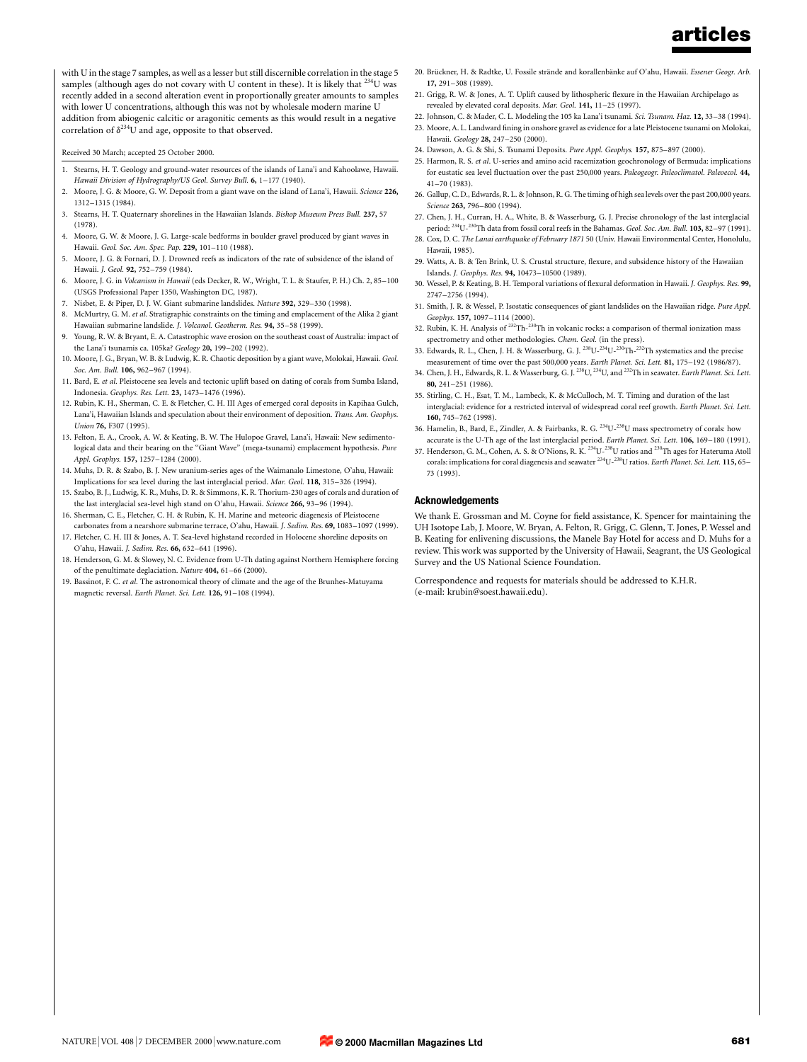with U in the stage 7 samples, as well as a lesser but still discernible correlation in the stage 5 samples (although ages do not covary with U content in these). It is likely that $^{234}$U was recently added in a second alteration event in proportionally greater amounts to samples with lower U concentrations, although this was not by wholesale modern marine U addition from abiogenic calcitic or aragonitic cements as this would result in a negative correlation of $\delta^{234}$U and age, opposite to that observed.

Received 30 March; accepted 25 October 2000.

1. Stearns, H. T. Geology and ground-water resources of the islands of Lana'i and Kahoolawe, Hawaii. *Hawaii Division of Hydrography/US Geol. Survey Bull.* **6,** 1–177 (1940).
2. Moore, J. G. & Moore, G. W. Deposit from a giant wave on the island of Lana'i, Hawaii. *Science* **226,** 1312–1315 (1984).
3. Stearns, H. T. Quaternary shorelines in the Hawaiian Islands. *Bishop Museum Press Bull.* **237,** 57 (1978).
4. Moore, G. W. & Moore, J. G. Large-scale bedforms in boulder gravel produced by giant waves in Hawaii. *Geol. Soc. Am. Spec. Pap.* **229,** 101–110 (1988).
5. Moore, J. G. & Fornari, D. J. Drowned reefs as indicators of the rate of subsidence of the island of Hawaii. *J. Geol.* **92,** 752–759 (1984).
6. Moore, J. G. in *Volcanism in Hawaii* (eds Decker, R. W., Wright, T. L. & Staufer, P. H.) Ch. 2, 85–100 (USGS Professional Paper 1350, Washington DC, 1987).
7. Nisbet, E. & Piper, D. J. W. Giant submarine landslides. *Nature* **392,** 329–330 (1998).
8. McMurtry, G. M. *et al.* Stratigraphic constraints on the timing and emplacement of the Alika 2 giant Hawaiian submarine landslide. *J. Volcanol. Geotherm. Res.* **94,** 35–58 (1999).
9. Young, R. W. & Bryant, E. A. Catastrophic wave erosion on the southeast coast of Australia: impact of the Lana'i tsunamis ca. 105ka? *Geology* **20,** 199–202 (1992).
10. Moore, J. G., Bryan, W. B. & Ludwig, K. R. Chaotic deposition by a giant wave, Molokai, Hawaii. *Geol. Soc. Am. Bull.* **106,** 962–967 (1994).
11. Bard, E. *et al.* Pleistocene sea levels and tectonic uplift based on dating of corals from Sumba Island, Indonesia. *Geophys. Res. Lett.* **23,** 1473–1476 (1996).
12. Rubin, K. H., Sherman, C. E. & Fletcher, C. H. III Ages of emerged coral deposits in Kapihaa Gulch, Lana'i, Hawaiian Islands and speculation about their environment of deposition. *Trans. Am. Geophys. Union* **76,** F307 (1995).
13. Felton, E. A., Crook, A. W. & Keating, B. W. The Hulopoe Gravel, Lana'i, Hawaii: New sedimentological data and their bearing on the "Giant Wave" (mega-tsunami) emplacement hypothesis. *Pure Appl. Geophys.* **157,** 1257–1284 (2000).
14. Muhs, D. R. & Szabo, B. J. New uranium-series ages of the Waimanalo Limestone, O'ahu, Hawaii: Implications for sea level during the last interglacial period. *Mar. Geol.* **118,** 315–326 (1994).
15. Szabo, B. J., Ludwig, K. R., Muhs, D. R. & Simmons, K. R. Thorium-230 ages of corals and duration of the last interglacial sea-level high stand on O'ahu, Hawaii. *Science* **266,** 93–96 (1994).
16. Sherman, C. E., Fletcher, C. H. & Rubin, K. H. Marine and meteoric diagenesis of Pleistocene carbonates from a nearshore submarine terrace, O'ahu, Hawaii. *J. Sedim. Res.* **69,** 1083–1097 (1999).
17. Fletcher, C. H. III & Jones, A. T. Sea-level highstand recorded in Holocene shoreline deposits on O'ahu, Hawaii. *J. Sedim. Res.* **66,** 632–641 (1996).
18. Henderson, G. M. & Slowey, N. C. Evidence from U-Th dating against Northern Hemisphere forcing of the penultimate deglaciation. *Nature* **404,** 61–66 (2000).
19. Bassinot, F. C. *et al.* The astronomical theory of climate and the age of the Brunhes-Matuyama magnetic reversal. *Earth Planet. Sci. Lett.* **126,** 91–108 (1994).
20. Brückner, H. & Radtke, U. Fossile strände and korallenbänke auf O'ahu, Hawaii. *Essener Geogr. Arb.* **17,** 291–308 (1989).
21. Grigg, R. W. & Jones, A. T. Uplift caused by lithospheric flexure in the Hawaiian Archipelago as revealed by elevated coral deposits. *Mar. Geol.* **141,** 11–25 (1997).
22. Johnson, C. & Mader, C. L. Modeling the 105 ka Lana'i tsunami. *Sci. Tsunam. Haz.* **12,** 33–38 (1994).
23. Moore, A. L. Landward fining in onshore gravel as evidence for a late Pleistocene tsunami on Molokai, Hawaii. *Geology* **28,** 247–250 (2000).
24. Dawson, A. G. & Shi, S. Tsunami Deposits. *Pure Appl. Geophys.* **157,** 875–897 (2000).
25. Harmon, R. S. *et al.* U-series and amino acid racemization geochronology of Bermuda: implications for eustatic sea level fluctuation over the past 250,000 years. *Paleogeogr. Paleoclimatol. Paleoecol.* **44,** 41–70 (1983).
26. Gallup, C. D., Edwards, R. L. & Johnson, R. G. The timing of high sea levels over the past 200,000 years. *Science* **263,** 796–800 (1994).
27. Chen, J. H., Curran, H. A., White, B. & Wasserburg, G. J. Precise chronology of the last interglacial period: $^{234}$U-$^{230}$Th data from fossil coral reefs in the Bahamas. *Geol. Soc. Am. Bull.* **103,** 82–97 (1991).
28. Cox, D. C. *The Lanai earthquake of February 1871* 50 (Univ. Hawaii Environmental Center, Honolulu, Hawaii, 1985).
29. Watts, A. B. & Ten Brink, U. S. Crustal structure, flexure, and subsidence history of the Hawaiian Islands. *J. Geophys. Res.* **94,** 10473–10500 (1989).
30. Wessel, P. & Keating, B. H. Temporal variations of flexural deformation in Hawaii. *J. Geophys. Res.* **99,** 2747–2756 (1994).
31. Smith, J. R. & Wessel, P. Isostatic consequences of giant landslides on the Hawaiian ridge. *Pure Appl. Geophys.* **157,** 1097–1114 (2000).
32. Rubin, K. H. Analysis of $^{232}$Th-$^{230}$Th in volcanic rocks: a comparison of thermal ionization mass spectrometry and other methodologies. *Chem. Geol.* (in the press).
33. Edwards, R. L., Chen, J. H. & Wasserburg, G. J. $^{238}$U-$^{234}$U-$^{230}$Th-$^{232}$Th systematics and the precise measurement of time over the past 500,000 years. *Earth Planet. Sci. Lett.* **81,** 175–192 (1986/87).
34. Chen, J. H., Edwards, R. L. & Wasserburg, G. J. $^{238}$U, $^{234}$U, and $^{232}$Th in seawater. *Earth Planet. Sci. Lett.* **80,** 241–251 (1986).
35. Stirling, C. H., Esat, T. M., Lambeck, K. & McCulloch, M. T. Timing and duration of the last interglacial: evidence for a restricted interval of widespread coral reef growth. *Earth Planet. Sci. Lett.* **160,** 745–762 (1998).
36. Hamelin, B., Bard, E., Zindler, A. & Fairbanks, R. G. $^{234}$U-$^{238}$U mass spectrometry of corals: how accurate is the U-Th age of the last interglacial period. *Earth Planet. Sci. Lett.* **106,** 169–180 (1991).
37. Henderson, G. M., Cohen, A. S. & O'Nions, R. K. $^{234}$U-$^{238}$U ratios and $^{230}$Th ages for Hateruma Atoll corals: implications for coral diagenesis and seawater $^{234}$U-$^{238}$U ratios. *Earth Planet. Sci. Lett.* **115,** 65–73 (1993).

## Acknowledgements

We thank E. Grossman and M. Coyne for field assistance, K. Spencer for maintaining the UH Isotope Lab, J. Moore, W. Bryan, A. Felton, R. Grigg, C. Glenn, T. Jones, P. Wessel and B. Keating for enlivening discussions, the Manele Bay Hotel for access and D. Muhs for a review. This work was supported by the University of Hawaii, Seagrant, the US Geological Survey and the US National Science Foundation.

Correspondence and requests for materials should be addressed to K.H.R. (e-mail: krubin@soest.hawaii.edu).